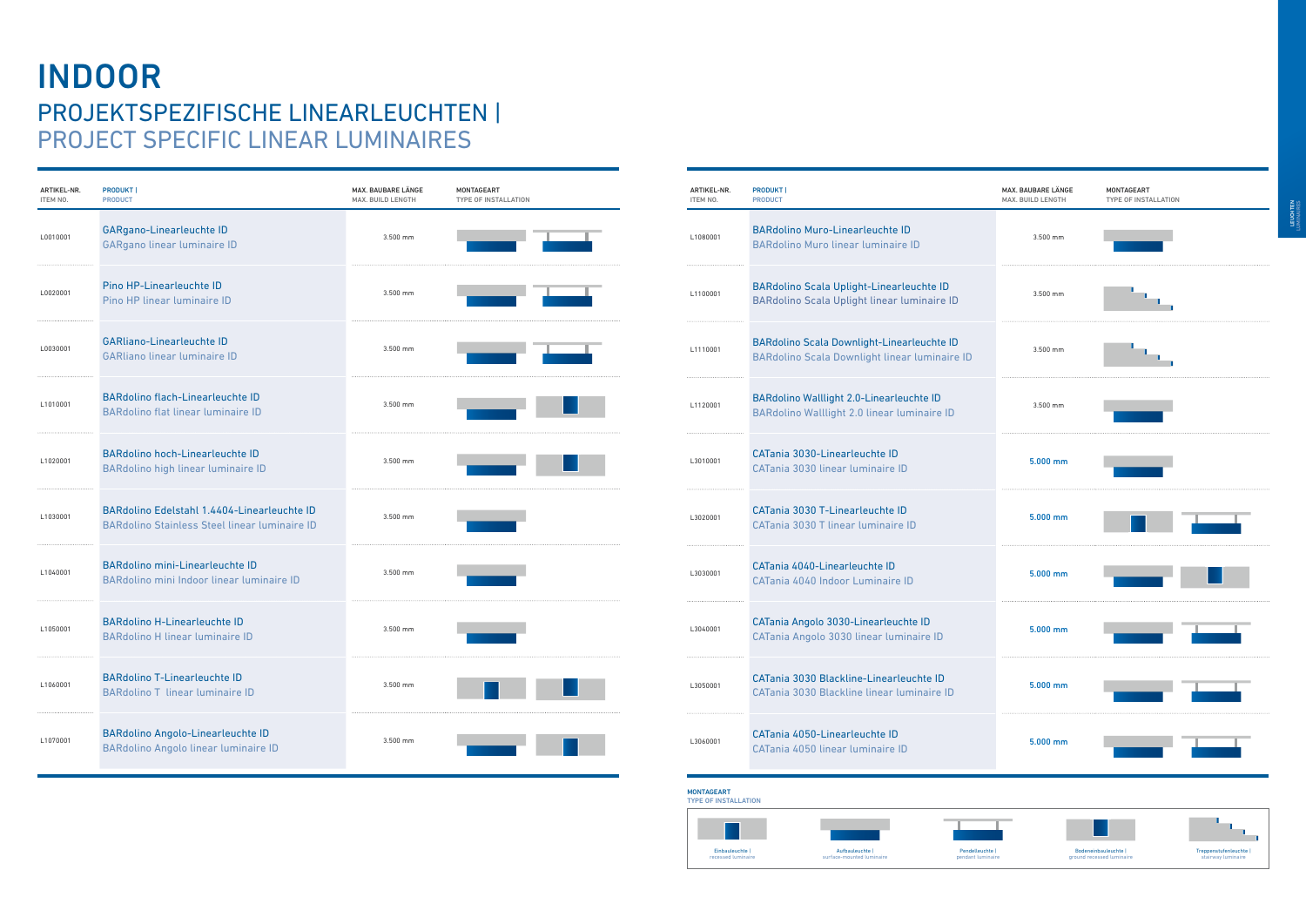# INDOOR

## PROJEKTSPEZIFISCHE LINEARLEUCHTEN | PROJECT SPECIFIC LINEAR LUMINAIRES

| ARTIKEL-NR. ITEM NO. | PRODUKT \| PRODUCT | MAX. BAUBARE LÄNGE MAX. BUILD LENGTH | MONTAGEART TYPE OF INSTALLATION |
|---|---|---|---|
| L0010001 | GARgano-Linearleuchte ID<br>GARgano linear luminaire ID | 3.500 mm | |
| L0020001 | Pino HP-Linearleuchte ID<br>Pino HP linear luminaire ID | 3.500 mm | |
| L0030001 | GARliano-Linearleuchte ID<br>GARliano linear luminaire ID | 3.500 mm | |
| L1010001 | BARdolino flach-Linearleuchte ID<br>BARdolino flat linear luminaire ID | 3.500 mm | |
| L1020001 | BARdolino hoch-Linearleuchte ID<br>BARdolino high linear luminaire ID | 3.500 mm | |
| L1030001 | BARdolino Edelstahl 1.4404-Linearleuchte ID<br>BARdolino Stainless Steel linear luminaire ID | 3.500 mm | |
| L1040001 | BARdolino mini-Linearleuchte ID<br>BARdolino mini Indoor linear luminaire ID | 3.500 mm | |
| L1050001 | BARdolino H-Linearleuchte ID<br>BARdolino H linear luminaire ID | 3.500 mm | |
| L1060001 | BARdolino T-Linearleuchte ID<br>BARdolino T linear luminaire ID | 3.500 mm | |
| L1070001 | BARdolino Angolo-Linearleuchte ID<br>BARdolino Angolo linear luminaire ID | 3.500 mm | |
| L1080001 | BARdolino Muro-Linearleuchte ID<br>BARdolino Muro linear luminaire ID | 3.500 mm | |
| L1100001 | BARdolino Scala Uplight-Linearleuchte ID<br>BARdolino Scala Uplight linear luminaire ID | 3.500 mm | |
| L1110001 | BARdolino Scala Downlight-Linearleuchte ID<br>BARdolino Scala Downlight linear luminaire ID | 3.500 mm | |
| L1120001 | BARdolino Walllight 2.0-Linearleuchte ID<br>BARdolino Walllight 2.0 linear luminaire ID | 3.500 mm | |
| L3010001 | CATania 3030-Linearleuchte ID<br>CATania 3030 linear luminaire ID | **5.000 mm** | |
| L3020001 | CATania 3030 T-Linearleuchte ID<br>CATania 3030 T linear luminaire ID | **5.000 mm** | |
| L3030001 | CATania 4040-Linearleuchte ID<br>CATania 4040 Indoor Luminaire ID | **5.000 mm** | |
| L3040001 | CATania Angolo 3030-Linearleuchte ID<br>CATania Angolo 3030 linear luminaire ID | **5.000 mm** | |
| L3050001 | CATania 3030 Blackline-Linearleuchte ID<br>CATania 3030 Blackline linear luminaire ID | **5.000 mm** | |
| L3060001 | CATania 4050-Linearleuchte ID<br>CATania 4050 linear luminaire ID | **5.000 mm** | |

**MONTAGEART**
TYPE OF INSTALLATION

- Einbauleuchte | recessed luminaire
- Aufbauleuchte | surface-mounted luminaire
- Pendelleuchte | pendant luminaire
- Bodeneinbauleuchte | ground recessed luminaire
- Treppenstufenleuchte | stairway luminaire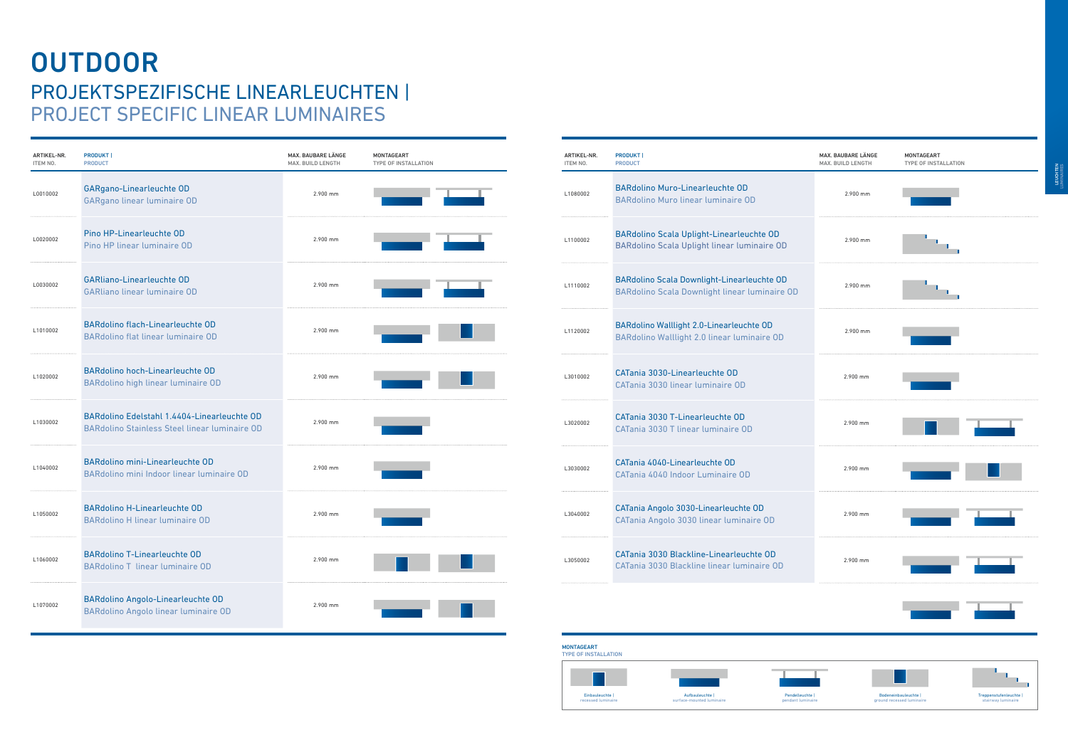# OUTDOOR

## PROJEKTSPEZIFISCHE LINEARLEUCHTEN | PROJECT SPECIFIC LINEAR LUMINAIRES

| ARTIKEL-NR. ITEM NO. | PRODUKT \| PRODUCT | MAX. BAUBARE LÄNGE MAX. BUILD LENGTH | MONTAGEART TYPE OF INSTALLATION |
|---|---|---|---|
| L0010002 | GARgano-Linearleuchte OD<br>GARgano linear luminaire OD | 2.900 mm | |
| L0020002 | Pino HP-Linearleuchte OD<br>Pino HP linear luminaire OD | 2.900 mm | |
| L0030002 | GARliano-Linearleuchte OD<br>GARliano linear luminaire OD | 2.900 mm | |
| L1010002 | BARdolino flach-Linearleuchte OD<br>BARdolino flat linear luminaire OD | 2.900 mm | |
| L1020002 | BARdolino hoch-Linearleuchte OD<br>BARdolino high linear luminaire OD | 2.900 mm | |
| L1030002 | BARdolino Edelstahl 1.4404-Linearleuchte OD<br>BARdolino Stainless Steel linear luminaire OD | 2.900 mm | |
| L1040002 | BARdolino mini-Linearleuchte OD<br>BARdolino mini Indoor linear luminaire OD | 2.900 mm | |
| L1050002 | BARdolino H-Linearleuchte OD<br>BARdolino H linear luminaire OD | 2.900 mm | |
| L1060002 | BARdolino T-Linearleuchte OD<br>BARdolino T linear luminaire OD | 2.900 mm | |
| L1070002 | BARdolino Angolo-Linearleuchte OD<br>BARdolino Angolo linear luminaire OD | 2.900 mm | |
| L1080002 | BARdolino Muro-Linearleuchte OD<br>BARdolino Muro linear luminaire OD | 2.900 mm | |
| L1100002 | BARdolino Scala Uplight-Linearleuchte OD<br>BARdolino Scala Uplight linear luminaire OD | 2.900 mm | |
| L1110002 | BARdolino Scala Downlight-Linearleuchte OD<br>BARdolino Scala Downlight linear luminaire OD | 2.900 mm | |
| L1120002 | BARdolino Walllight 2.0-Linearleuchte OD<br>BARdolino Walllight 2.0 linear luminaire OD | 2.900 mm | |
| L3010002 | CATania 3030-Linearleuchte OD<br>CATania 3030 linear luminaire OD | 2.900 mm | |
| L3020002 | CATania 3030 T-Linearleuchte OD<br>CATania 3030 T linear luminaire OD | 2.900 mm | |
| L3030002 | CATania 4040-Linearleuchte OD<br>CATania 4040 Indoor Luminaire OD | 2.900 mm | |
| L3040002 | CATania Angolo 3030-Linearleuchte OD<br>CATania Angolo 3030 linear luminaire OD | 2.900 mm | |
| L3050002 | CATania 3030 Blackline-Linearleuchte OD<br>CATania 3030 Blackline linear luminaire OD | 2.900 mm | |

**MONTAGEART**
TYPE OF INSTALLATION

Einbauleuchte | recessed luminaire

Aufbauleuchte | surface-mounted luminaire

Pendelleuchte | pendant luminaire

Bodeneinbauleuchte | ground recessed luminaire

Treppenstufenleuchte | stairway luminaire